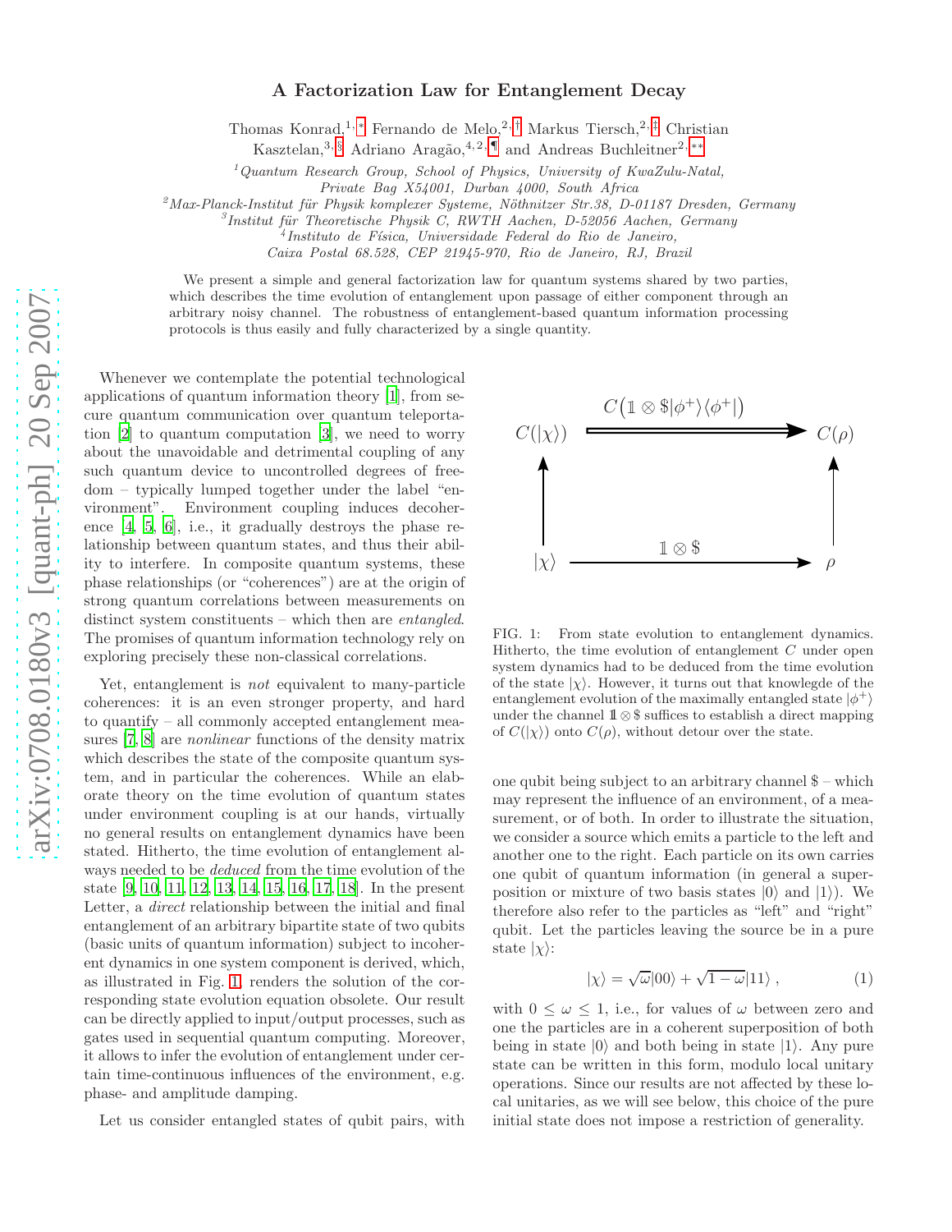# A Factorization Law for Entanglement Decay

Thomas Konrad,[1,*] Fernando de Melo,[2,†] Markus Tiersch,[2,‡] Christian Kasztelan,[3,§] Adriano Aragão,[4,2,¶] and Andreas Buchleitner[2,**]

[1] *Quantum Research Group, School of Physics, University of KwaZulu-Natal, Private Bag X54001, Durban 4000, South Africa*

[2] *Max-Planck-Institut für Physik komplexer Systeme, Nöthnitzer Str.38, D-01187 Dresden, Germany*

[3] *Institut für Theoretische Physik C, RWTH Aachen, D-52056 Aachen, Germany*

[4] *Instituto de Física, Universidade Federal do Rio de Janeiro, Caixa Postal 68.528, CEP 21945-970, Rio de Janeiro, RJ, Brazil*

We present a simple and general factorization law for quantum systems shared by two parties, which describes the time evolution of entanglement upon passage of either component through an arbitrary noisy channel. The robustness of entanglement-based quantum information processing protocols is thus easily and fully characterized by a single quantity.

Whenever we contemplate the potential technological applications of quantum information theory [1], from secure quantum communication over quantum teleportation [2] to quantum computation [3], we need to worry about the unavoidable and detrimental coupling of any such quantum device to uncontrolled degrees of freedom – typically lumped together under the label "environment". Environment coupling induces decoherence [4, 5, 6], i.e., it gradually destroys the phase relationship between quantum states, and thus their ability to interfere. In composite quantum systems, these phase relationships (or "coherences") are at the origin of strong quantum correlations between measurements on distinct system constituents – which then are *entangled*. The promises of quantum information technology rely on exploring precisely these non-classical correlations.

Yet, entanglement is *not* equivalent to many-particle coherences: it is an even stronger property, and hard to quantify – all commonly accepted entanglement measures [7, 8] are *nonlinear* functions of the density matrix which describes the state of the composite quantum system, and in particular the coherences. While an elaborate theory on the time evolution of quantum states under environment coupling is at our hands, virtually no general results on entanglement dynamics have been stated. Hitherto, the time evolution of entanglement always needed to be *deduced* from the time evolution of the state [9, 10, 11, 12, 13, 14, 15, 16, 17, 18]. In the present Letter, a *direct* relationship between the initial and final entanglement of an arbitrary bipartite state of two qubits (basic units of quantum information) subject to incoherent dynamics in one system component is derived, which, as illustrated in Fig. 1, renders the solution of the corresponding state evolution equation obsolete. Our result can be directly applied to input/output processes, such as gates used in sequential quantum computing. Moreover, it allows to infer the evolution of entanglement under certain time-continuous influences of the environment, e.g. phase- and amplitude damping.

FIG. 1: From state evolution to entanglement dynamics. Hitherto, the time evolution of entanglement $C$ under open system dynamics had to be deduced from the time evolution of the state $|\chi\rangle$. However, it turns out that knowlegde of the entanglement evolution of the maximally entangled state $|\phi^+\rangle$ under the channel $\mathbb{1}\otimes\$$ suffices to establish a direct mapping of $C(|\chi\rangle)$ onto $C(\rho)$, without detour over the state.

Let us consider entangled states of qubit pairs, with one qubit being subject to an arbitrary channel $\$$ – which may represent the influence of an environment, of a measurement, or of both. In order to illustrate the situation, we consider a source which emits a particle to the left and another one to the right. Each particle on its own carries one qubit of quantum information (in general a superposition or mixture of two basis states $|0\rangle$ and $|1\rangle$). We therefore also refer to the particles as "left" and "right" qubit. Let the particles leaving the source be in a pure state $|\chi\rangle$:

$$|\chi\rangle = \sqrt{\omega}|00\rangle + \sqrt{1-\omega}|11\rangle\ , \tag{1}$$

with $0 \le \omega \le 1$, i.e., for values of $\omega$ between zero and one the particles are in a coherent superposition of both being in state $|0\rangle$ and both being in state $|1\rangle$. Any pure state can be written in this form, modulo local unitary operations. Since our results are not affected by these local unitaries, as we will see below, this choice of the pure initial state does not impose a restriction of generality.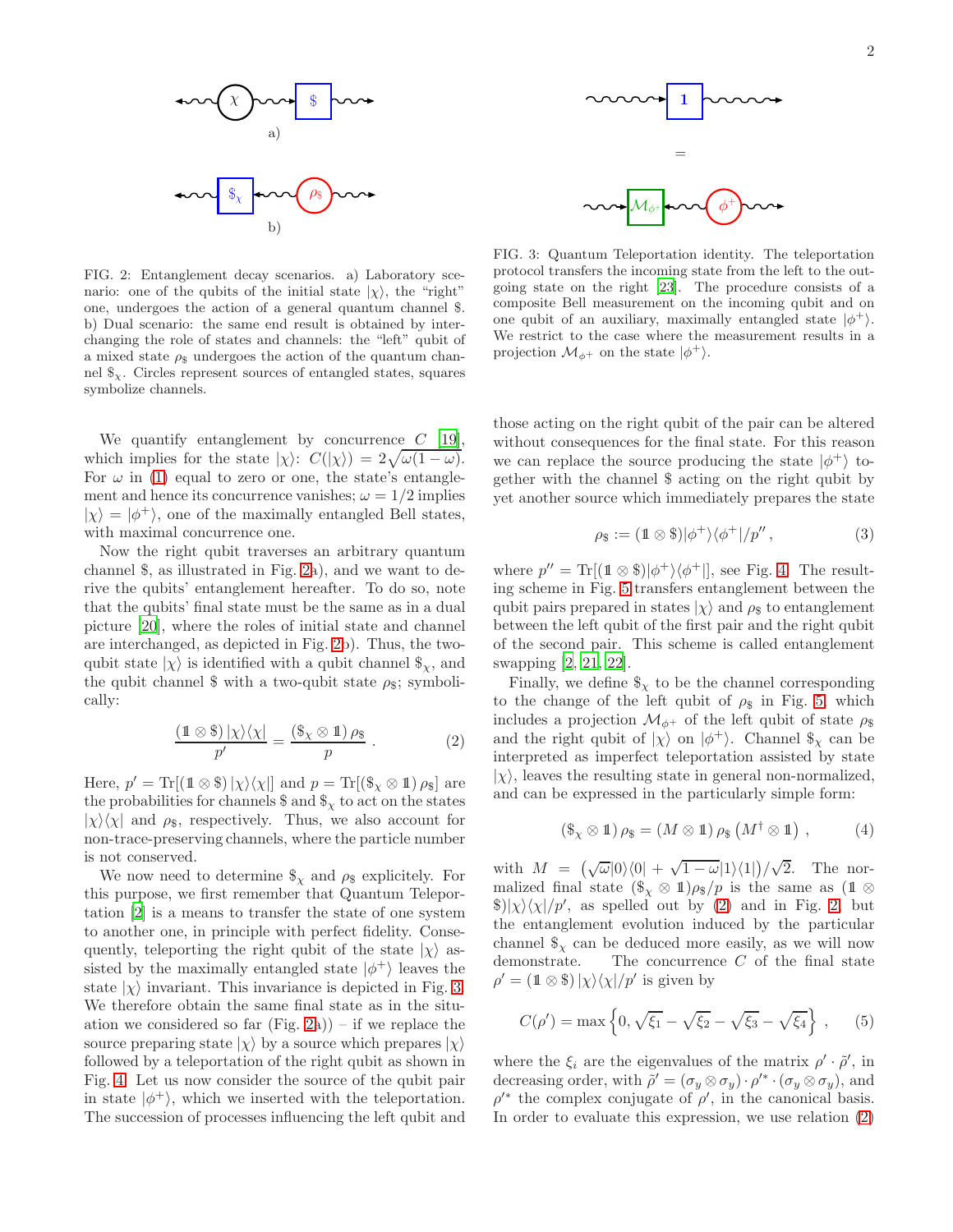FIG. 2: Entanglement decay scenarios. a) Laboratory scenario: one of the qubits of the initial state $|\chi\rangle$, the "right" one, undergoes the action of a general quantum channel \$. b) Dual scenario: the same end result is obtained by interchanging the role of states and channels: the "left" qubit of a mixed state $\rho_\$$ undergoes the action of the quantum channel $\$_\chi$. Circles represent sources of entangled states, squares symbolize channels.

We quantify entanglement by concurrence $C$ [19], which implies for the state $|\chi\rangle$: $C(|\chi\rangle) = 2\sqrt{\omega(1-\omega)}$. For $\omega$ in (1) equal to zero or one, the state's entanglement and hence its concurrence vanishes; $\omega = 1/2$ implies $|\chi\rangle = |\phi^+\rangle$, one of the maximally entangled Bell states, with maximal concurrence one.

Now the right qubit traverses an arbitrary quantum channel \$, as illustrated in Fig. 2a), and we want to derive the qubits' entanglement hereafter. To do so, note that the qubits' final state must be the same as in a dual picture [20], where the roles of initial state and channel are interchanged, as depicted in Fig. 2b). Thus, the two-qubit state $|\chi\rangle$ is identified with a qubit channel $\$_\chi$, and the qubit channel \$ with a two-qubit state $\rho_\$$; symbolically:

$$\frac{(\mathbb{1}\otimes\$)\,|\chi\rangle\langle\chi|}{p'} = \frac{(\$_\chi\otimes\mathbb{1})\,\rho_\$}{p}\,. \qquad (2)$$

Here, $p' = \mathrm{Tr}[(\mathbb{1}\otimes\$)\,|\chi\rangle\langle\chi|]$ and $p = \mathrm{Tr}[(\$_\chi\otimes\mathbb{1})\,\rho_\$]$ are the probabilities for channels \$ and $\$_\chi$ to act on the states $|\chi\rangle\langle\chi|$ and $\rho_\$$, respectively. Thus, we also account for non-trace-preserving channels, where the particle number is not conserved.

We now need to determine $\$_\chi$ and $\rho_\$$ explicitely. For this purpose, we first remember that Quantum Teleportation [2] is a means to transfer the state of one system to another one, in principle with perfect fidelity. Consequently, teleporting the right qubit of the state $|\chi\rangle$ assisted by the maximally entangled state $|\phi^+\rangle$ leaves the state $|\chi\rangle$ invariant. This invariance is depicted in Fig. 3. We therefore obtain the same final state as in the situation we considered so far (Fig. 2a)) – if we replace the source preparing state $|\chi\rangle$ by a source which prepares $|\chi\rangle$ followed by a teleportation of the right qubit as shown in Fig. 4. Let us now consider the source of the qubit pair in state $|\phi^+\rangle$, which we inserted with the teleportation. The succession of processes influencing the left qubit and those acting on the right qubit of the pair can be altered without consequences for the final state. For this reason we can replace the source producing the state $|\phi^+\rangle$ together with the channel \$ acting on the right qubit by yet another source which immediately prepares the state

FIG. 3: Quantum Teleportation identity. The teleportation protocol transfers the incoming state from the left to the outgoing state on the right [23]. The procedure consists of a composite Bell measurement on the incoming qubit and on one qubit of an auxiliary, maximally entangled state $|\phi^+\rangle$. We restrict to the case where the measurement results in a projection $\mathcal{M}_{\phi^+}$ on the state $|\phi^+\rangle$.

$$\rho_\$ := (\mathbb{1}\otimes\$)|\phi^+\rangle\langle\phi^+|/p''\,, \qquad (3)$$

where $p'' = \mathrm{Tr}[(\mathbb{1}\otimes\$)|\phi^+\rangle\langle\phi^+|]$, see Fig. 4. The resulting scheme in Fig. 5 transfers entanglement between the qubit pairs prepared in states $|\chi\rangle$ and $\rho_\$$ to entanglement between the left qubit of the first pair and the right qubit of the second pair. This scheme is called entanglement swapping [2, 21, 22].

Finally, we define $\$_\chi$ to be the channel corresponding to the change of the left qubit of $\rho_\$$ in Fig. 5, which includes a projection $\mathcal{M}_{\phi^+}$ of the left qubit of state $\rho_\$$ and the right qubit of $|\chi\rangle$ on $|\phi^+\rangle$. Channel $\$_\chi$ can be interpreted as imperfect teleportation assisted by state $|\chi\rangle$, leaves the resulting state in general non-normalized, and can be expressed in the particularly simple form:

$$(\$_\chi\otimes\mathbb{1})\,\rho_\$ = (M\otimes\mathbb{1})\,\rho_\$\,\left(M^\dagger\otimes\mathbb{1}\right)\,, \qquad (4)$$

with $M = \left(\sqrt{\omega}|0\rangle\langle 0| + \sqrt{1-\omega}|1\rangle\langle 1|\right)/\sqrt{2}$. The normalized final state $(\$_\chi\otimes\mathbb{1})\rho_\$/p$ is the same as $(\mathbb{1}\otimes\$)|\chi\rangle\langle\chi|/p'$, as spelled out by (2) and in Fig. 2, but the entanglement evolution induced by the particular channel $\$_\chi$ can be deduced more easily, as we will now demonstrate. The concurrence $C$ of the final state $\rho' = (\mathbb{1}\otimes\$)\,|\chi\rangle\langle\chi|/p'$ is given by

$$C(\rho') = \max\left\{0, \sqrt{\xi_1} - \sqrt{\xi_2} - \sqrt{\xi_3} - \sqrt{\xi_4}\right\}\,, \qquad (5)$$

where the $\xi_i$ are the eigenvalues of the matrix $\rho'\cdot\tilde{\rho}'$, in decreasing order, with $\tilde{\rho}' = (\sigma_y\otimes\sigma_y)\cdot\rho'^*\cdot(\sigma_y\otimes\sigma_y)$, and $\rho'^*$ the complex conjugate of $\rho'$, in the canonical basis. In order to evaluate this expression, we use relation (2)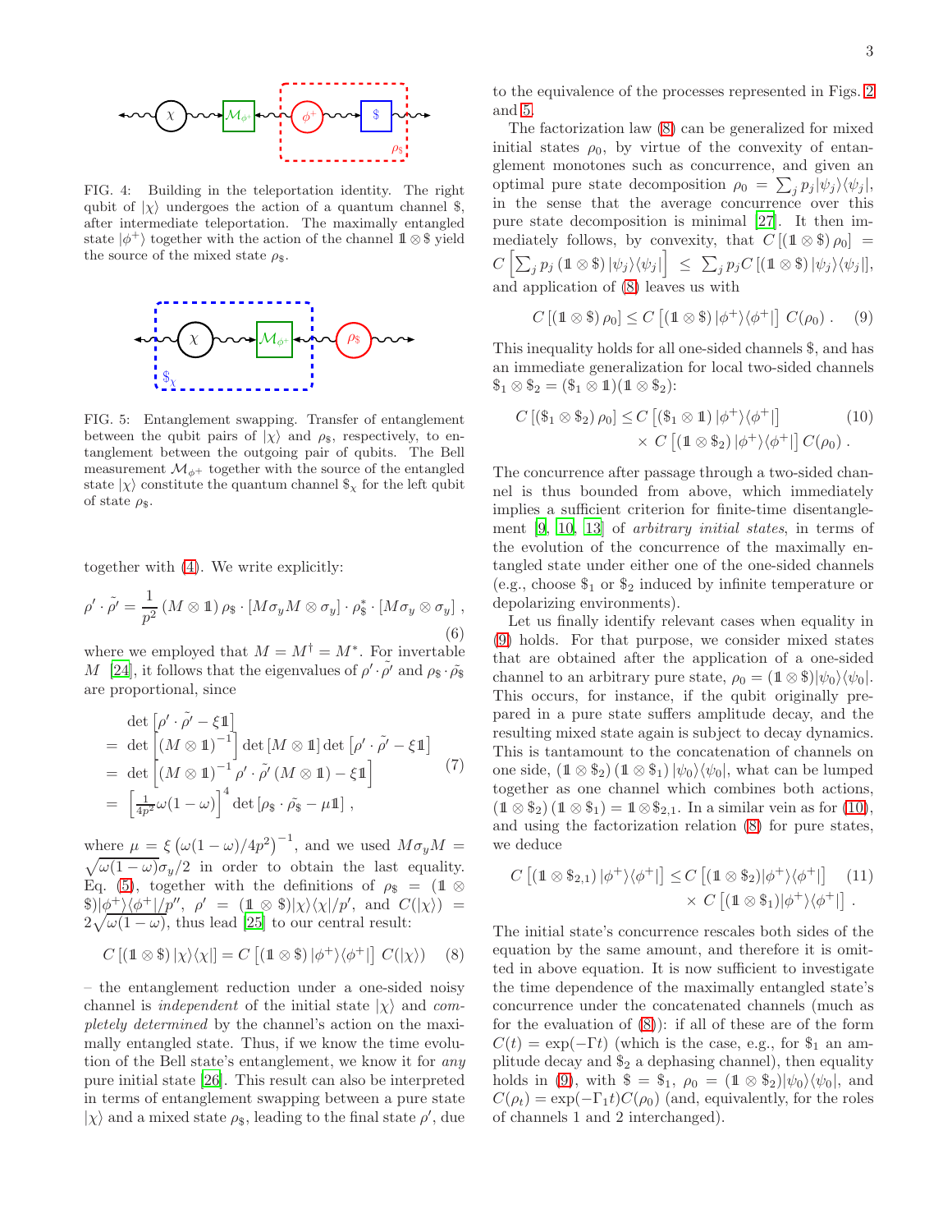FIG. 4: Building in the teleportation identity. The right qubit of $|\chi\rangle$ undergoes the action of a quantum channel \$, after intermediate teleportation. The maximally entangled state $|\phi^+\rangle$ together with the action of the channel $\mathbb{1} \otimes \$$ yield the source of the mixed state $\rho_\$$.

FIG. 5: Entanglement swapping. Transfer of entanglement between the qubit pairs of $|\chi\rangle$ and $\rho_\$$, respectively, to entanglement between the outgoing pair of qubits. The Bell measurement $\mathcal{M}_{\phi^+}$ together with the source of the entangled state $|\chi\rangle$ constitute the quantum channel $\$_\chi$ for the left qubit of state $\rho_\$$.

together with (4). We write explicitly:

$$\rho' \cdot \tilde{\rho'} = \frac{1}{p^2} \left(M \otimes \mathbb{1}\right) \rho_\$ \cdot \left[M \sigma_y M \otimes \sigma_y\right] \cdot \rho_\$^* \cdot \left[M \sigma_y \otimes \sigma_y\right] , \tag{6}$$

where we employed that $M = M^\dagger = M^*$. For invertable $M$ [24], it follows that the eigenvalues of $\rho' \cdot \tilde{\rho'}$ and $\rho_\$ \cdot \tilde{\rho_\$}$ are proportional, since

$$\begin{aligned}
& \det\left[\rho' \cdot \tilde{\rho'} - \xi \mathbb{1}\right] \\
=\ & \det\left[(M \otimes \mathbb{1})^{-1}\right] \det\left[M \otimes \mathbb{1}\right] \det\left[\rho' \cdot \tilde{\rho'} - \xi \mathbb{1}\right] \\
=\ & \det\left[(M \otimes \mathbb{1})^{-1} \rho' \cdot \tilde{\rho'} \left(M \otimes \mathbb{1}\right) - \xi \mathbb{1}\right] \\
=\ & \left[\tfrac{1}{4p^2}\omega(1-\omega)\right]^4 \det\left[\rho_\$ \cdot \tilde{\rho_\$} - \mu \mathbb{1}\right] ,
\end{aligned} \tag{7}$$

where $\mu = \xi \left(\omega(1-\omega)/4p^2\right)^{-1}$, and we used $M\sigma_y M = \sqrt{\omega(1-\omega)}\sigma_y/2$ in order to obtain the last equality. Eq. (5), together with the definitions of $\rho_\$ = (\mathbb{1} \otimes \$)|\phi^+\rangle\langle\phi^+|/p''$, $\rho' = (\mathbb{1} \otimes \$)|\chi\rangle\langle\chi|/p'$, and $C(|\chi\rangle) = 2\sqrt{\omega(1-\omega)}$, thus lead [25] to our central result:

$$C\left[(\mathbb{1} \otimes \$)\,|\chi\rangle\langle\chi|\right] = C\left[(\mathbb{1} \otimes \$)\,|\phi^+\rangle\langle\phi^+|\right] C(|\chi\rangle) \tag{8}$$

– the entanglement reduction under a one-sided noisy channel is *independent* of the initial state $|\chi\rangle$ and *completely determined* by the channel's action on the maximally entangled state. Thus, if we know the time evolution of the Bell state's entanglement, we know it for *any* pure initial state [26]. This result can also be interpreted in terms of entanglement swapping between a pure state $|\chi\rangle$ and a mixed state $\rho_\$$, leading to the final state $\rho'$, due to the equivalence of the processes represented in Figs. 2 and 5.

The factorization law (8) can be generalized for mixed initial states $\rho_0$, by virtue of the convexity of entanglement monotones such as concurrence, and given an optimal pure state decomposition $\rho_0 = \sum_j p_j |\psi_j\rangle\langle\psi_j|$, in the sense that the average concurrence over this pure state decomposition is minimal [27]. It then immediately follows, by convexity, that $C\left[(\mathbb{1} \otimes \$)\,\rho_0\right] = C\left[\sum_j p_j \left(\mathbb{1} \otimes \$\right) |\psi_j\rangle\langle\psi_j|\right] \ \le\ \sum_j p_j C\left[(\mathbb{1} \otimes \$)\,|\psi_j\rangle\langle\psi_j|\right]$, and application of (8) leaves us with

$$C\left[(\mathbb{1} \otimes \$)\,\rho_0\right] \le C\left[(\mathbb{1} \otimes \$)\,|\phi^+\rangle\langle\phi^+|\right] C(\rho_0) . \tag{9}$$

This inequality holds for all one-sided channels \$, and has an immediate generalization for local two-sided channels $\$_1 \otimes \$_2 = (\$_1 \otimes \mathbb{1})(\mathbb{1} \otimes \$_2)$:

$$\begin{aligned}
C\left[(\$_1 \otimes \$_2)\,\rho_0\right] \le\ & C\left[(\$_1 \otimes \mathbb{1})\,|\phi^+\rangle\langle\phi^+|\right] \\
& \times C\left[(\mathbb{1} \otimes \$_2)\,|\phi^+\rangle\langle\phi^+|\right] C(\rho_0) .
\end{aligned} \tag{10}$$

The concurrence after passage through a two-sided channel is thus bounded from above, which immediately implies a sufficient criterion for finite-time disentanglement [9, 10, 13] of *arbitrary initial states*, in terms of the evolution of the concurrence of the maximally entangled state under either one of the one-sided channels (e.g., choose $\$_1$ or $\$_2$ induced by infinite temperature or depolarizing environments).

Let us finally identify relevant cases when equality in (9) holds. For that purpose, we consider mixed states that are obtained after the application of a one-sided channel to an arbitrary pure state, $\rho_0 = (\mathbb{1} \otimes \$)|\psi_0\rangle\langle\psi_0|$. This occurs, for instance, if the qubit originally prepared in a pure state suffers amplitude decay, and the resulting mixed state again is subject to decay dynamics. This is tantamount to the concatenation of channels on one side, $(\mathbb{1} \otimes \$_2)\,(\mathbb{1} \otimes \$_1)\,|\psi_0\rangle\langle\psi_0|$, what can be lumped together as one channel which combines both actions, $(\mathbb{1} \otimes \$_2)\,(\mathbb{1} \otimes \$_1) = \mathbb{1} \otimes \$_{2,1}$. In a similar vein as for (10), and using the factorization relation (8) for pure states, we deduce

$$\begin{aligned}
C\left[(\mathbb{1} \otimes \$_{2,1})\,|\phi^+\rangle\langle\phi^+|\right] \le\ & C\left[(\mathbb{1} \otimes \$_2)|\phi^+\rangle\langle\phi^+|\right] \\
& \times C\left[(\mathbb{1} \otimes \$_1)|\phi^+\rangle\langle\phi^+|\right] .
\end{aligned} \tag{11}$$

The initial state's concurrence rescales both sides of the equation by the same amount, and therefore it is omitted in above equation. It is now sufficient to investigate the time dependence of the maximally entangled state's concurrence under the concatenated channels (much as for the evaluation of (8)): if all of these are of the form $C(t) = \exp(-\Gamma t)$ (which is the case, e.g., for $\$_1$ an amplitude decay and $\$_2$ a dephasing channel), then equality holds in (9), with $\$ = \$_1$, $\rho_0 = (\mathbb{1} \otimes \$_2)|\psi_0\rangle\langle\psi_0|$, and $C(\rho_t) = \exp(-\Gamma_1 t) C(\rho_0)$ (and, equivalently, for the roles of channels 1 and 2 interchanged).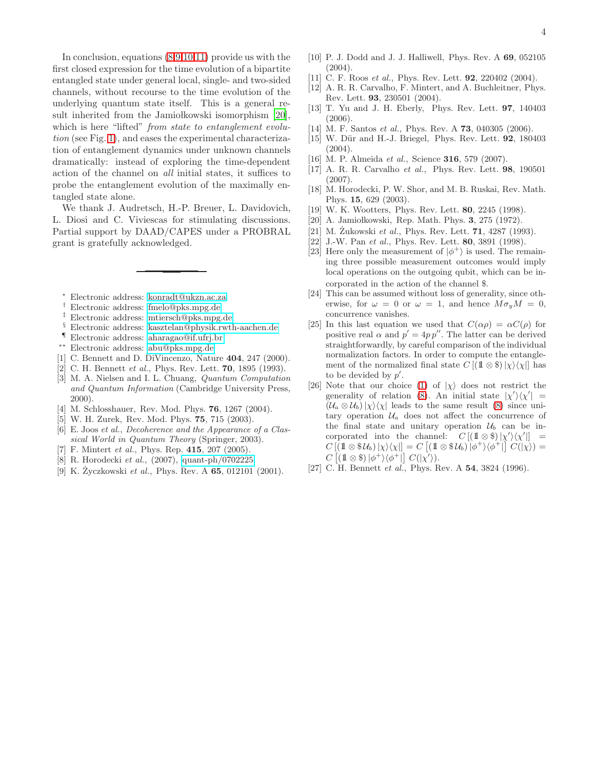In conclusion, equations (8,9,10,11) provide us with the first closed expression for the time evolution of a bipartite entangled state under general local, single- and two-sided channels, without recourse to the time evolution of the underlying quantum state itself. This is a general result inherited from the Jamiołkowski isomorphism [20], which is here "lifted" *from state to entanglement evolution* (see Fig. 1), and eases the experimental characterization of entanglement dynamics under unknown channels dramatically: instead of exploring the time-dependent action of the channel on *all* initial states, it suffices to probe the entanglement evolution of the maximally entangled state alone.

We thank J. Audretsch, H.-P. Breuer, L. Davidovich, L. Diosi and C. Viviescas for stimulating discussions. Partial support by DAAD/CAPES under a PROBRAL grant is gratefully acknowledged.

---

- * Electronic address: konradt@ukzn.ac.za
- † Electronic address: fmelo@pks.mpg.de
- ‡ Electronic address: mtiersch@pks.mpg.de
- § Electronic address: kasztelan@physik.rwth-aachen.de
- ¶ Electronic address: aharagao@if.ufrj.br
- ** Electronic address: abu@pks.mpg.de

[1] C. Bennett and D. DiVincenzo, Nature **404**, 247 (2000).

[2] C. H. Bennett *et al.*, Phys. Rev. Lett. **70**, 1895 (1993).

[3] M. A. Nielsen and I. L. Chuang, *Quantum Computation and Quantum Information* (Cambridge University Press, 2000).

[4] M. Schlosshauer, Rev. Mod. Phys. **76**, 1267 (2004).

[5] W. H. Zurek, Rev. Mod. Phys. **75**, 715 (2003).

[6] E. Joos *et al.*, *Decoherence and the Appearance of a Classical World in Quantum Theory* (Springer, 2003).

[7] F. Mintert *et al.*, Phys. Rep. **415**, 207 (2005).

[8] R. Horodecki *et al.*, (2007), quant-ph/0702225.

[9] K. Życzkowski *et al.*, Phys. Rev. A **65**, 012101 (2001).

[10] P. J. Dodd and J. J. Halliwell, Phys. Rev. A **69**, 052105 (2004).

[11] C. F. Roos *et al.*, Phys. Rev. Lett. **92**, 220402 (2004).

[12] A. R. R. Carvalho, F. Mintert, and A. Buchleitner, Phys. Rev. Lett. **93**, 230501 (2004).

[13] T. Yu and J. H. Eberly, Phys. Rev. Lett. **97**, 140403 (2006).

[14] M. F. Santos *et al.*, Phys. Rev. A **73**, 040305 (2006).

[15] W. Dür and H.-J. Briegel, Phys. Rev. Lett. **92**, 180403 (2004).

[16] M. P. Almeida *et al.*, Science **316**, 579 (2007).

[17] A. R. R. Carvalho *et al.*, Phys. Rev. Lett. **98**, 190501 (2007).

[18] M. Horodecki, P. W. Shor, and M. B. Ruskai, Rev. Math. Phys. **15**, 629 (2003).

[19] W. K. Wootters, Phys. Rev. Lett. **80**, 2245 (1998).

[20] A. Jamiołkowski, Rep. Math. Phys. **3**, 275 (1972).

[21] M. Żukowski *et al.*, Phys. Rev. Lett. **71**, 4287 (1993).

[22] J.-W. Pan *et al.*, Phys. Rev. Lett. **80**, 3891 (1998).

[23] Here only the measurement of $|\phi^+\rangle$ is used. The remaining three possible measurement outcomes would imply local operations on the outgoing qubit, which can be incorporated in the action of the channel \$.

[24] This can be assumed without loss of generality, since otherwise, for $\omega = 0$ or $\omega = 1$, and hence $M\sigma_y M = 0$, concurrence vanishes.

[25] In this last equation we used that $C(\alpha\rho) = \alpha C(\rho)$ for positive real $\alpha$ and $p' = 4pp''$. The latter can be derived straightforwardly, by careful comparison of the individual normalization factors. In order to compute the entanglement of the normalized final state $C\left[(\mathbb{1}\otimes\$)\,|\chi\rangle\langle\chi|\right]$ has to be devided by $p'$.

[26] Note that our choice (1) of $|\chi\rangle$ does not restrict the generality of relation (8). An initial state $|\chi'\rangle\langle\chi'| = (\mathcal{U}_a\otimes\mathcal{U}_b)\,|\chi\rangle\langle\chi|$ leads to the same result (8) since unitary operation $\mathcal{U}_a$ does not affect the concurrence of the final state and unitary operation $\mathcal{U}_b$ can be incorporated into the channel: $C\left[(\mathbb{1}\otimes\$)\,|\chi'\rangle\langle\chi'|\right] = C\left[(\mathbb{1}\otimes\$\mathcal{U}_b)\,|\chi\rangle\langle\chi|\right] = C\left[(\mathbb{1}\otimes\$\mathcal{U}_b)\,|\phi^+\rangle\langle\phi^+|\right]\,C(|\chi\rangle) = C\left[(\mathbb{1}\otimes\$)\,|\phi^+\rangle\langle\phi^+|\right]\,C(|\chi'\rangle)$.

[27] C. H. Bennett *et al.*, Phys. Rev. A **54**, 3824 (1996).